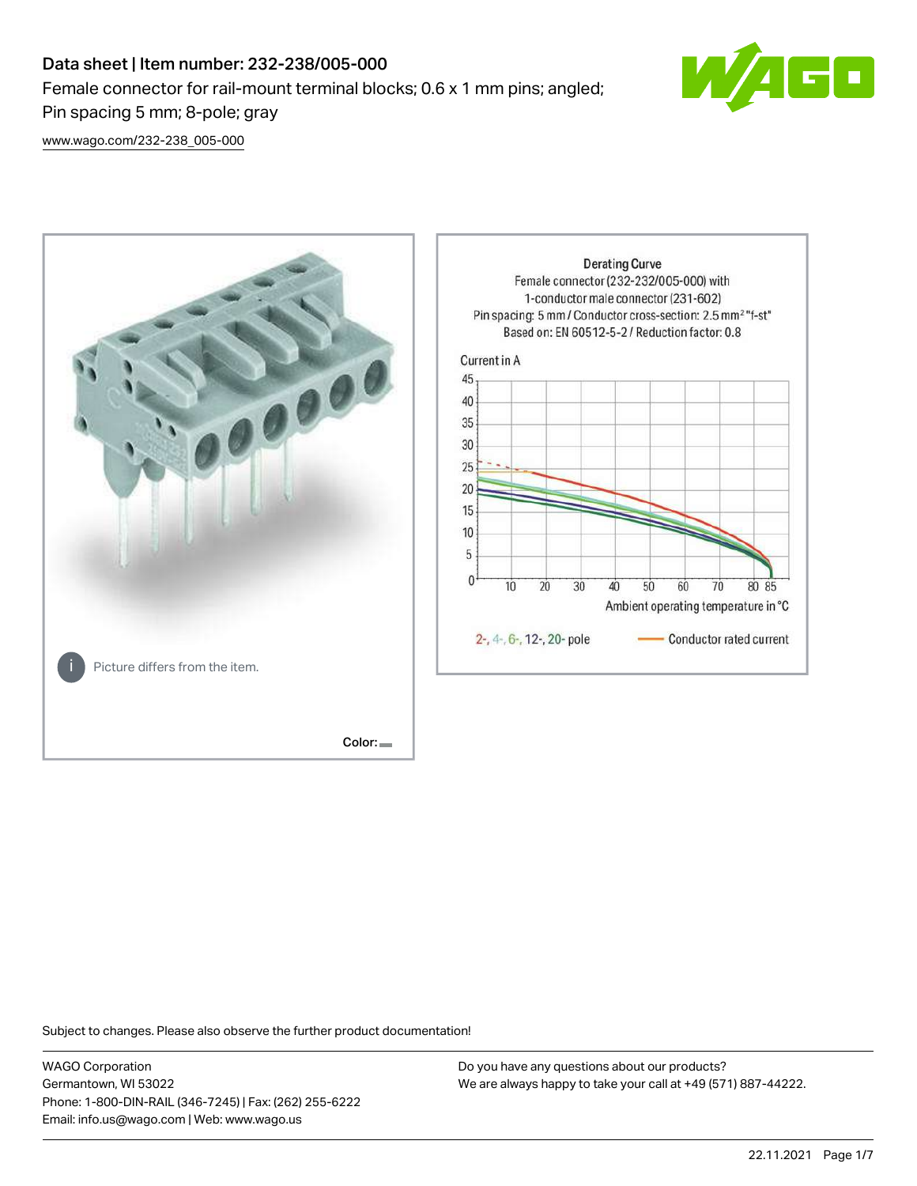# Data sheet | Item number: 232-238/005-000

Female connector for rail-mount terminal blocks; 0.6 x 1 mm pins; angled; Pin spacing 5 mm; 8-pole; gray

www.wago.com/232-238_005-000

Picture differs from the item.

Color:

Derating Curve
Female connector (232-232/005-000) with 1-conductor male connector (231-602)
Pin spacing: 5 mm / Conductor cross-section: 2.5 mm² "f-st"
Based on: EN 60512-5-2 / Reduction factor: 0.8

Current in A

Ambient operating temperature in °C

2-, 4-, 6-, 12-, 20- pole — Conductor rated current

Subject to changes. Please also observe the further product documentation!

WAGO Corporation
Germantown, WI 53022
Phone: 1-800-DIN-RAIL (346-7245) | Fax: (262) 255-6222
Email: info.us@wago.com | Web: www.wago.us

Do you have any questions about our products?
We are always happy to take your call at +49 (571) 887-44222.

22.11.2021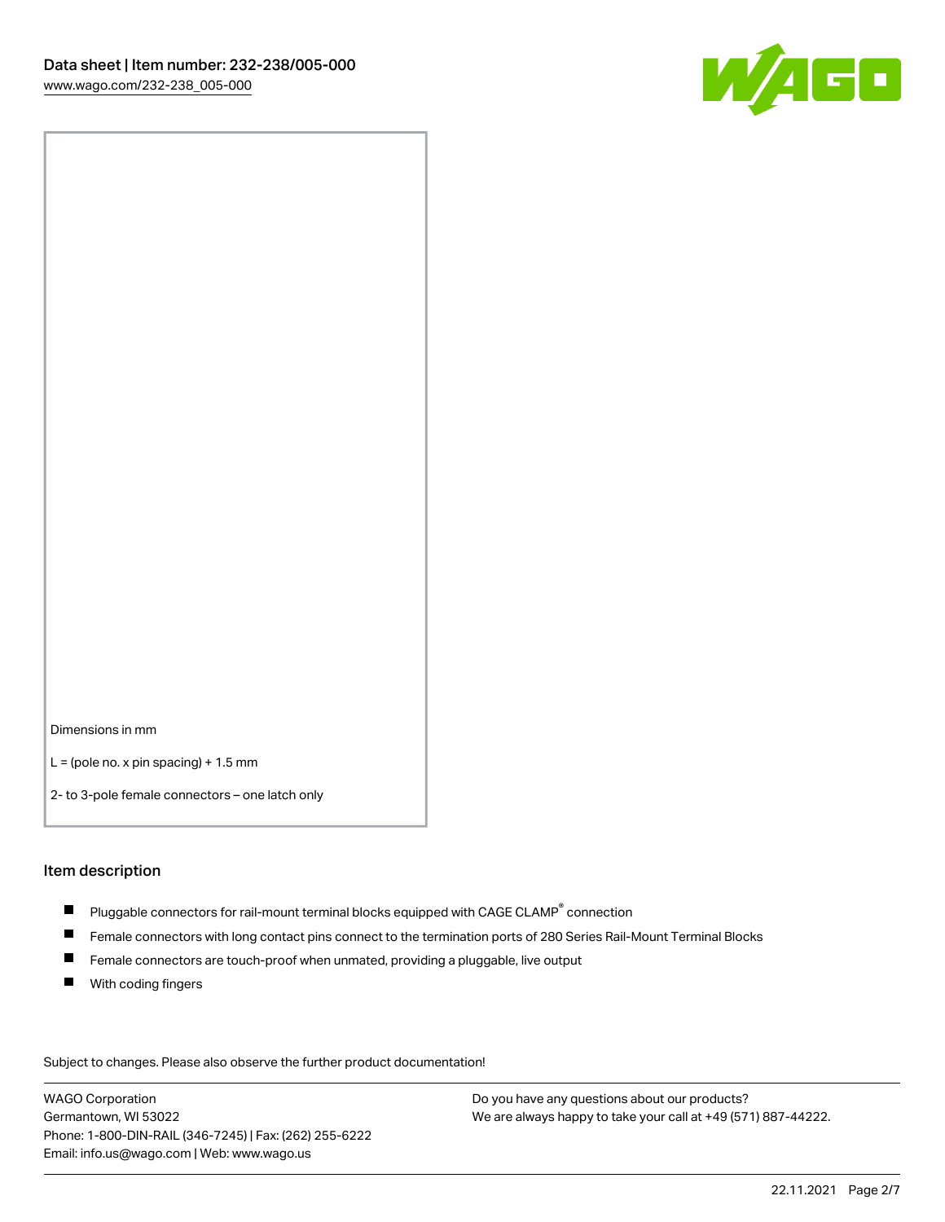Dimensions in mm

L = (pole no. x pin spacing) + 1.5 mm

2- to 3-pole female connectors – one latch only

## Item description

- Pluggable connectors for rail-mount terminal blocks equipped with CAGE CLAMP® connection
- Female connectors with long contact pins connect to the termination ports of 280 Series Rail-Mount Terminal Blocks
- Female connectors are touch-proof when unmated, providing a pluggable, live output
- With coding fingers

Subject to changes. Please also observe the further product documentation!

WAGO Corporation
Germantown, WI 53022
Phone: 1-800-DIN-RAIL (346-7245) | Fax: (262) 255-6222
Email: info.us@wago.com | Web: www.wago.us

Do you have any questions about our products?
We are always happy to take your call at +49 (571) 887-44222.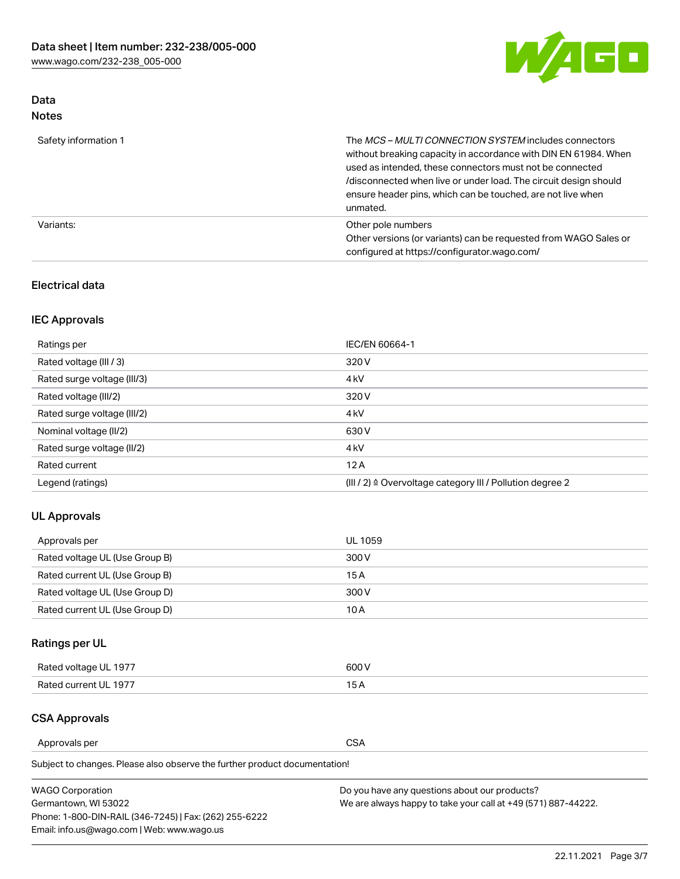## Data

### Notes

| | |
|---|---|
| Safety information 1 | The *MCS – MULTI CONNECTION SYSTEM* includes connectors without breaking capacity in accordance with DIN EN 61984. When used as intended, these connectors must not be connected /disconnected when live or under load. The circuit design should ensure header pins, which can be touched, are not live when unmated. |
| Variants: | Other pole numbers<br>Other versions (or variants) can be requested from WAGO Sales or configured at https://configurator.wago.com/ |

## Electrical data

### IEC Approvals

| | |
|---|---|
| Ratings per | IEC/EN 60664-1 |
| Rated voltage (III / 3) | 320 V |
| Rated surge voltage (III/3) | 4 kV |
| Rated voltage (III/2) | 320 V |
| Rated surge voltage (III/2) | 4 kV |
| Nominal voltage (II/2) | 630 V |
| Rated surge voltage (II/2) | 4 kV |
| Rated current | 12 A |
| Legend (ratings) | (III / 2) ≙ Overvoltage category III / Pollution degree 2 |

### UL Approvals

| | |
|---|---|
| Approvals per | UL 1059 |
| Rated voltage UL (Use Group B) | 300 V |
| Rated current UL (Use Group B) | 15 A |
| Rated voltage UL (Use Group D) | 300 V |
| Rated current UL (Use Group D) | 10 A |

### Ratings per UL

| | |
|---|---|
| Rated voltage UL 1977 | 600 V |
| Rated current UL 1977 | 15 A |

### CSA Approvals

| | |
|---|---|
| Approvals per | CSA |

Subject to changes. Please also observe the further product documentation!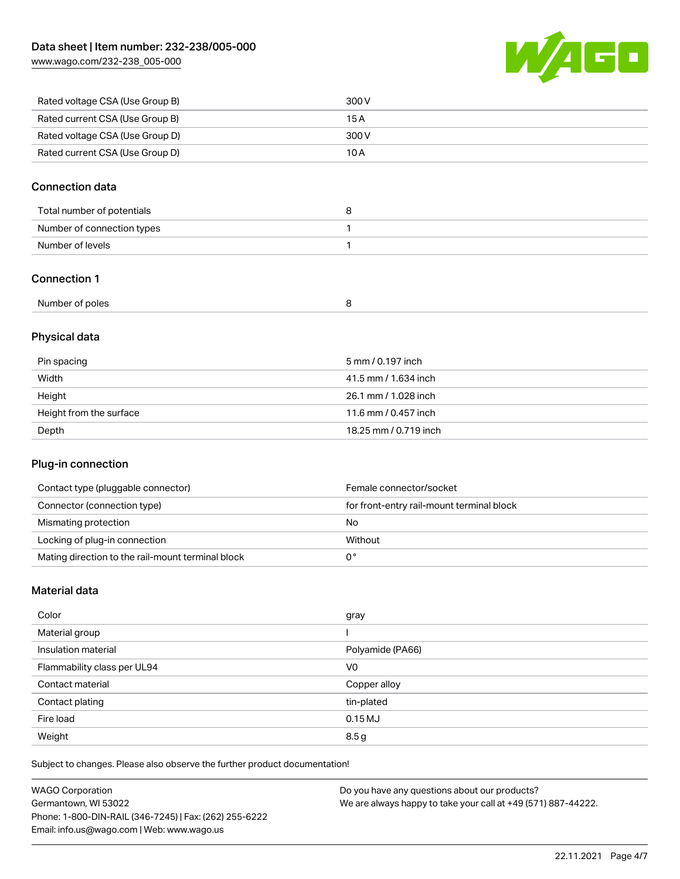| | |
|---|---|
| Rated voltage CSA (Use Group B) | 300 V |
| Rated current CSA (Use Group B) | 15 A |
| Rated voltage CSA (Use Group D) | 300 V |
| Rated current CSA (Use Group D) | 10 A |

## Connection data

| | |
|---|---|
| Total number of potentials | 8 |
| Number of connection types | 1 |
| Number of levels | 1 |

## Connection 1

| | |
|---|---|
| Number of poles | 8 |

## Physical data

| | |
|---|---|
| Pin spacing | 5 mm / 0.197 inch |
| Width | 41.5 mm / 1.634 inch |
| Height | 26.1 mm / 1.028 inch |
| Height from the surface | 11.6 mm / 0.457 inch |
| Depth | 18.25 mm / 0.719 inch |

## Plug-in connection

| | |
|---|---|
| Contact type (pluggable connector) | Female connector/socket |
| Connector (connection type) | for front-entry rail-mount terminal block |
| Mismating protection | No |
| Locking of plug-in connection | Without |
| Mating direction to the rail-mount terminal block | 0 ° |

## Material data

| | |
|---|---|
| Color | gray |
| Material group | I |
| Insulation material | Polyamide (PA66) |
| Flammability class per UL94 | V0 |
| Contact material | Copper alloy |
| Contact plating | tin-plated |
| Fire load | 0.15 MJ |
| Weight | 8.5 g |

Subject to changes. Please also observe the further product documentation!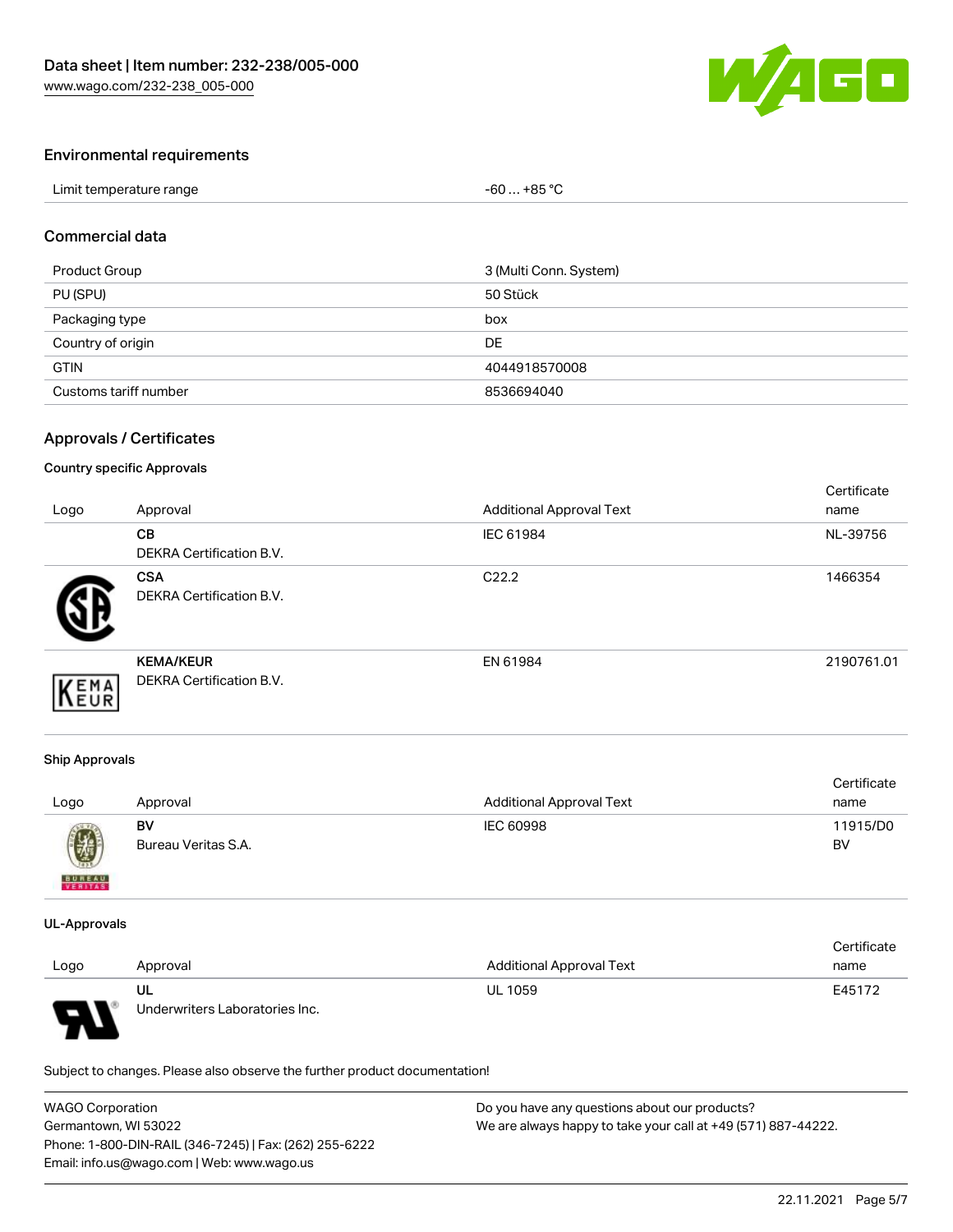## Environmental requirements

| Limit temperature range | -60 … +85 °C |
|---|---|

## Commercial data

| Product Group | 3 (Multi Conn. System) |
|---|---|
| PU (SPU) | 50 Stück |
| Packaging type | box |
| Country of origin | DE |
| GTIN | 4044918570008 |
| Customs tariff number | 8536694040 |

## Approvals / Certificates

### Country specific Approvals

| Logo | Approval | Additional Approval Text | Certificate name |
|---|---|---|---|
| | **CB** DEKRA Certification B.V. | IEC 61984 | NL-39756 |
| | **CSA** DEKRA Certification B.V. | C22.2 | 1466354 |
| | **KEMA/KEUR** DEKRA Certification B.V. | EN 61984 | 2190761.01 |

### Ship Approvals

| Logo | Approval | Additional Approval Text | Certificate name |
|---|---|---|---|
| | **BV** Bureau Veritas S.A. | IEC 60998 | 11915/D0 BV |

### UL-Approvals

| Logo | Approval | Additional Approval Text | Certificate name |
|---|---|---|---|
| | **UL** Underwriters Laboratories Inc. | UL 1059 | E45172 |

Subject to changes. Please also observe the further product documentation!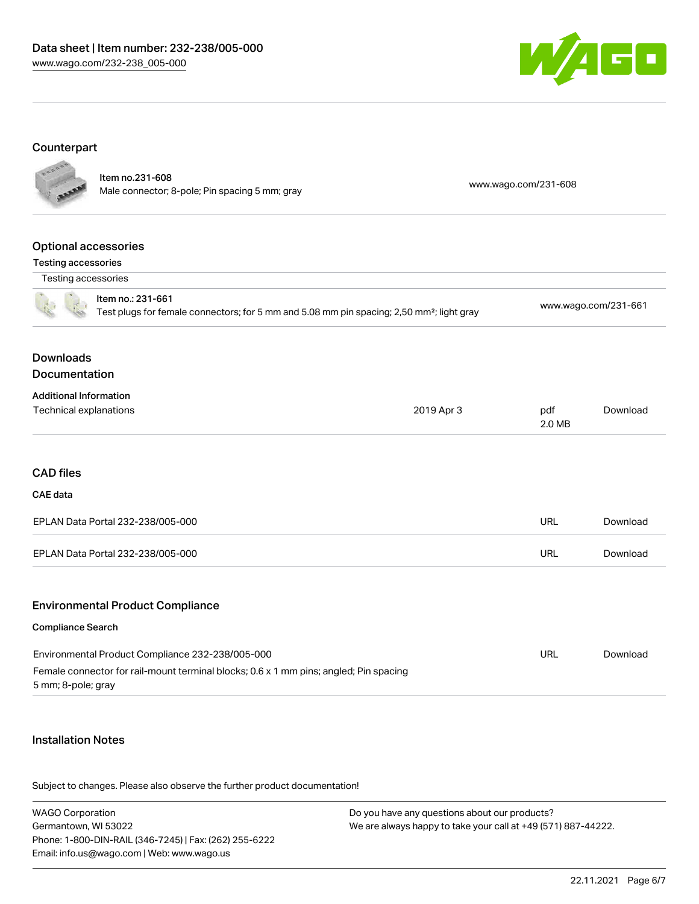## Counterpart

| | | |
|---|---|---|
| Item no.231-608<br>Male connector; 8-pole; Pin spacing 5 mm; gray | | www.wago.com/231-608 |

## Optional accessories

### Testing accessories

| Testing accessories | |
|---|---|
| Item no.: 231-661<br>Test plugs for female connectors; for 5 mm and 5.08 mm pin spacing; 2,50 mm²; light gray | www.wago.com/231-661 |

## Downloads

## Documentation

### Additional Information

| | | | |
|---|---|---|---|
| Technical explanations | 2019 Apr 3 | pdf<br>2.0 MB | Download |

## CAD files

### CAE data

| | | |
|---|---|---|
| EPLAN Data Portal 232-238/005-000 | URL | Download |
| EPLAN Data Portal 232-238/005-000 | URL | Download |

## Environmental Product Compliance

### Compliance Search

| | | |
|---|---|---|
| Environmental Product Compliance 232-238/005-000<br>Female connector for rail-mount terminal blocks; 0.6 x 1 mm pins; angled; Pin spacing 5 mm; 8-pole; gray | URL | Download |

## Installation Notes

Subject to changes. Please also observe the further product documentation!

WAGO Corporation
Germantown, WI 53022
Phone: 1-800-DIN-RAIL (346-7245) | Fax: (262) 255-6222
Email: info.us@wago.com | Web: www.wago.us

Do you have any questions about our products?
We are always happy to take your call at +49 (571) 887-44222.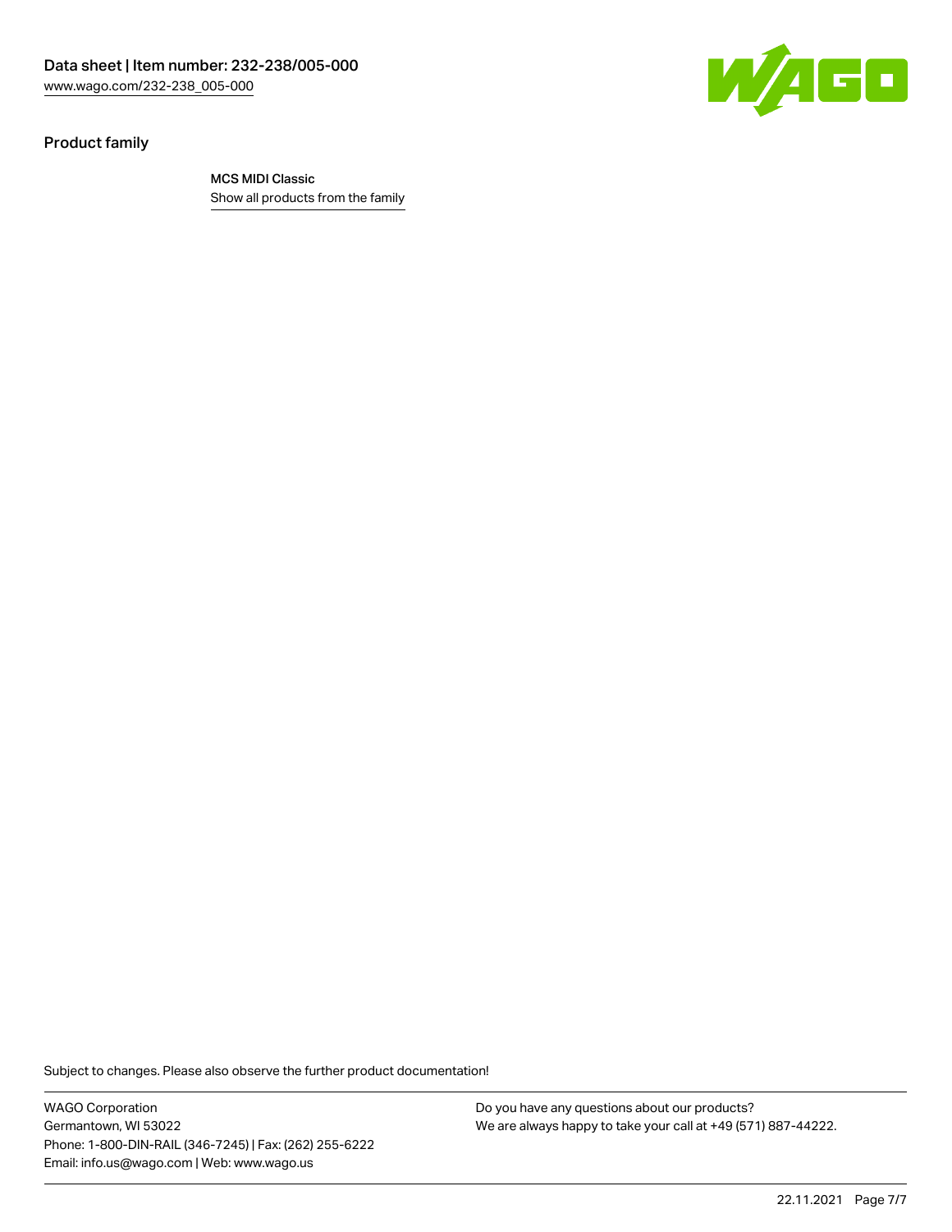## Product family

**MCS MIDI Classic**
Show all products from the family

Subject to changes. Please also observe the further product documentation!

WAGO Corporation
Germantown, WI 53022
Phone: 1-800-DIN-RAIL (346-7245) | Fax: (262) 255-6222
Email: info.us@wago.com | Web: www.wago.us

Do you have any questions about our products?
We are always happy to take your call at +49 (571) 887-44222.